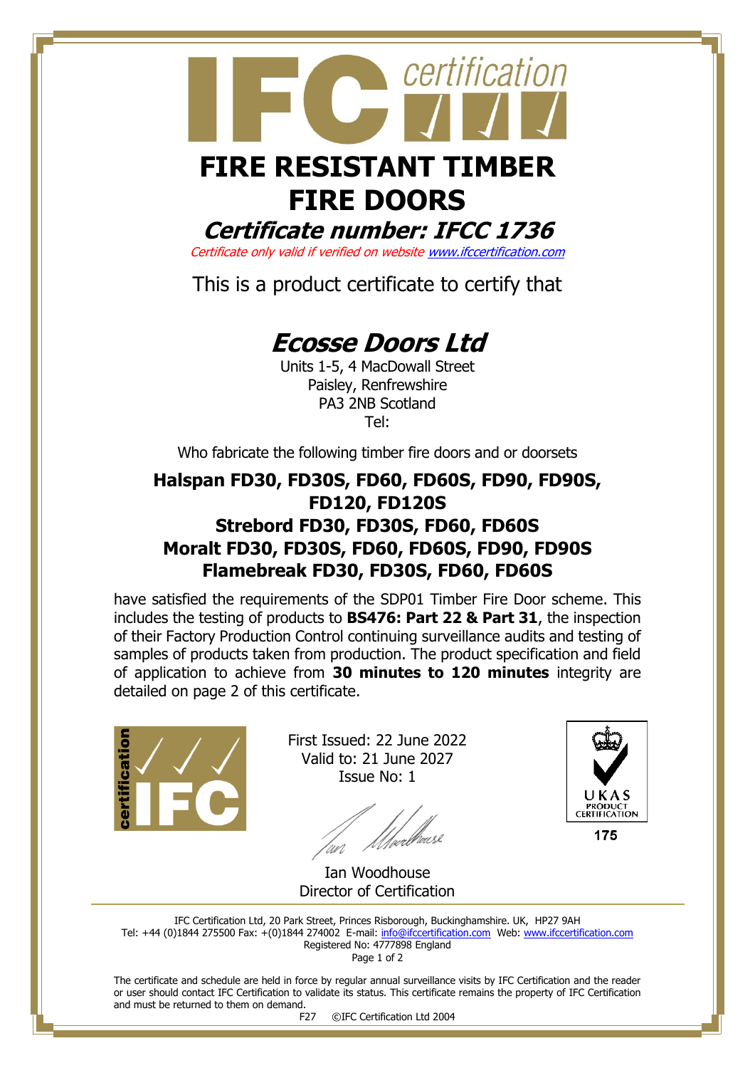# FIRE RESISTANT TIMBER FIRE DOORS

## *Certificate number: IFCC 1736*

*Certificate only valid if verified on website www.ifccertification.com*

This is a product certificate to certify that

## *Ecosse Doors Ltd*

Units 1-5, 4 MacDowall Street
Paisley, Renfrewshire
PA3 2NB Scotland
Tel:

Who fabricate the following timber fire doors and or doorsets

**Halspan FD30, FD30S, FD60, FD60S, FD90, FD90S, FD120, FD120S**
**Strebord FD30, FD30S, FD60, FD60S**
**Moralt FD30, FD30S, FD60, FD60S, FD90, FD90S**
**Flamebreak FD30, FD30S, FD60, FD60S**

have satisfied the requirements of the SDP01 Timber Fire Door scheme. This includes the testing of products to **BS476: Part 22 & Part 31**, the inspection of their Factory Production Control continuing surveillance audits and testing of samples of products taken from production. The product specification and field of application to achieve from **30 minutes to 120 minutes** integrity are detailed on page 2 of this certificate.

First Issued: 22 June 2022
Valid to: 21 June 2027
Issue No: 1

Ian Woodhouse
Director of Certification

UKAS PRODUCT CERTIFICATION 175

IFC Certification Ltd, 20 Park Street, Princes Risborough, Buckinghamshire. UK, HP27 9AH
Tel: +44 (0)1844 275500 Fax: +(0)1844 274002 E-mail: info@ifccertification.com Web: www.ifccertification.com
Registered No: 4777898 England

The certificate and schedule are held in force by regular annual surveillance visits by IFC Certification and the reader or user should contact IFC Certification to validate its status. This certificate remains the property of IFC Certification and must be returned to them on demand.

F27 ©IFC Certification Ltd 2004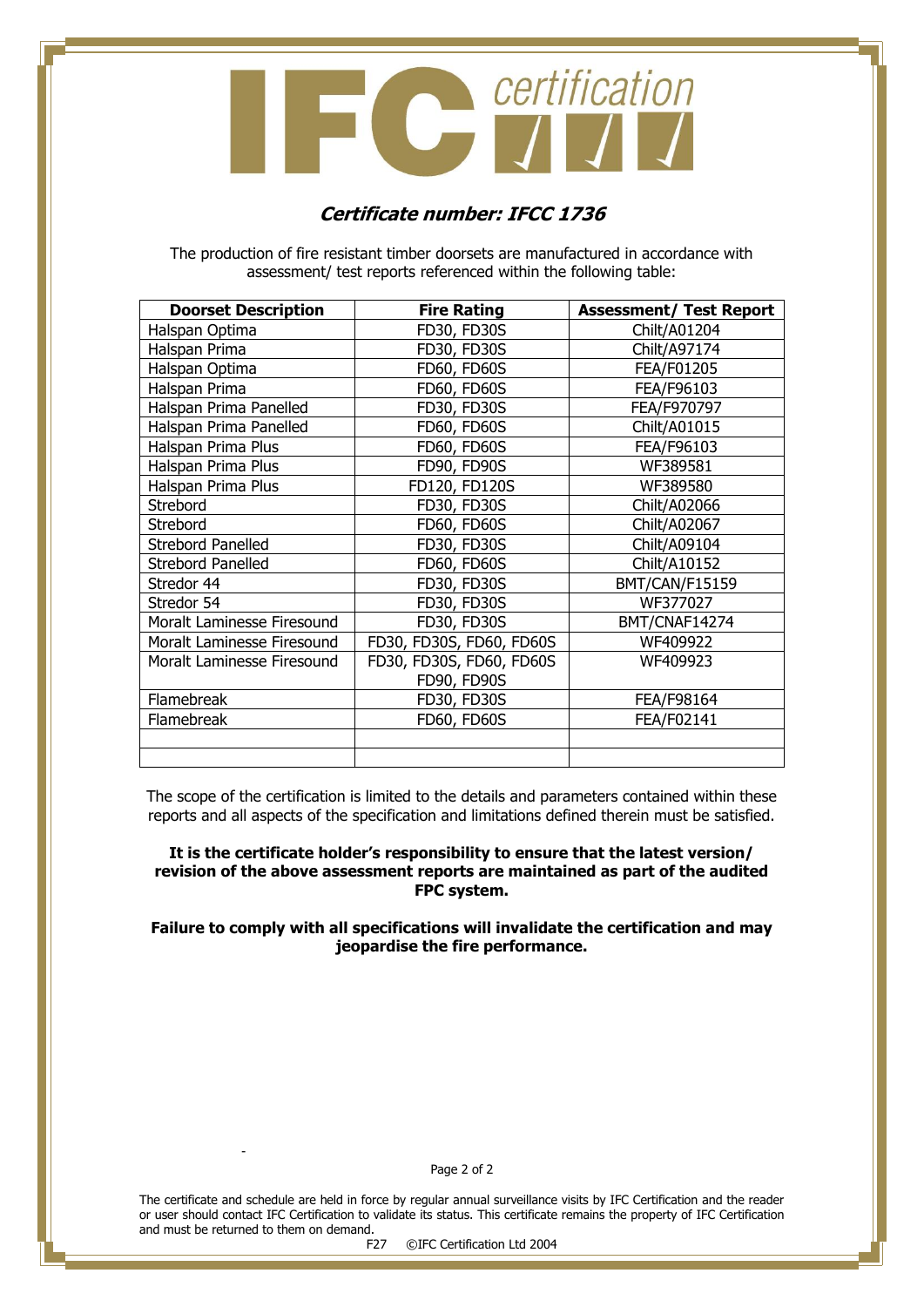## *Certificate number: IFCC 1736*

The production of fire resistant timber doorsets are manufactured in accordance with assessment/ test reports referenced within the following table:

| Doorset Description | Fire Rating | Assessment/ Test Report |
|---|---|---|
| Halspan Optima | FD30, FD30S | Chilt/A01204 |
| Halspan Prima | FD30, FD30S | Chilt/A97174 |
| Halspan Optima | FD60, FD60S | FEA/F01205 |
| Halspan Prima | FD60, FD60S | FEA/F96103 |
| Halspan Prima Panelled | FD30, FD30S | FEA/F970797 |
| Halspan Prima Panelled | FD60, FD60S | Chilt/A01015 |
| Halspan Prima Plus | FD60, FD60S | FEA/F96103 |
| Halspan Prima Plus | FD90, FD90S | WF389581 |
| Halspan Prima Plus | FD120, FD120S | WF389580 |
| Strebord | FD30, FD30S | Chilt/A02066 |
| Strebord | FD60, FD60S | Chilt/A02067 |
| Strebord Panelled | FD30, FD30S | Chilt/A09104 |
| Strebord Panelled | FD60, FD60S | Chilt/A10152 |
| Stredor 44 | FD30, FD30S | BMT/CAN/F15159 |
| Stredor 54 | FD30, FD30S | WF377027 |
| Moralt Laminesse Firesound | FD30, FD30S | BMT/CNAF14274 |
| Moralt Laminesse Firesound | FD30, FD30S, FD60, FD60S | WF409922 |
| Moralt Laminesse Firesound | FD30, FD30S, FD60, FD60S FD90, FD90S | WF409923 |
| Flamebreak | FD30, FD30S | FEA/F98164 |
| Flamebreak | FD60, FD60S | FEA/F02141 |
| | | |
| | | |

The scope of the certification is limited to the details and parameters contained within these reports and all aspects of the specification and limitations defined therein must be satisfied.

**It is the certificate holder's responsibility to ensure that the latest version/ revision of the above assessment reports are maintained as part of the audited FPC system.**

**Failure to comply with all specifications will invalidate the certification and may jeopardise the fire performance.**

The certificate and schedule are held in force by regular annual surveillance visits by IFC Certification and the reader or user should contact IFC Certification to validate its status. This certificate remains the property of IFC Certification and must be returned to them on demand.

F27 ©IFC Certification Ltd 2004